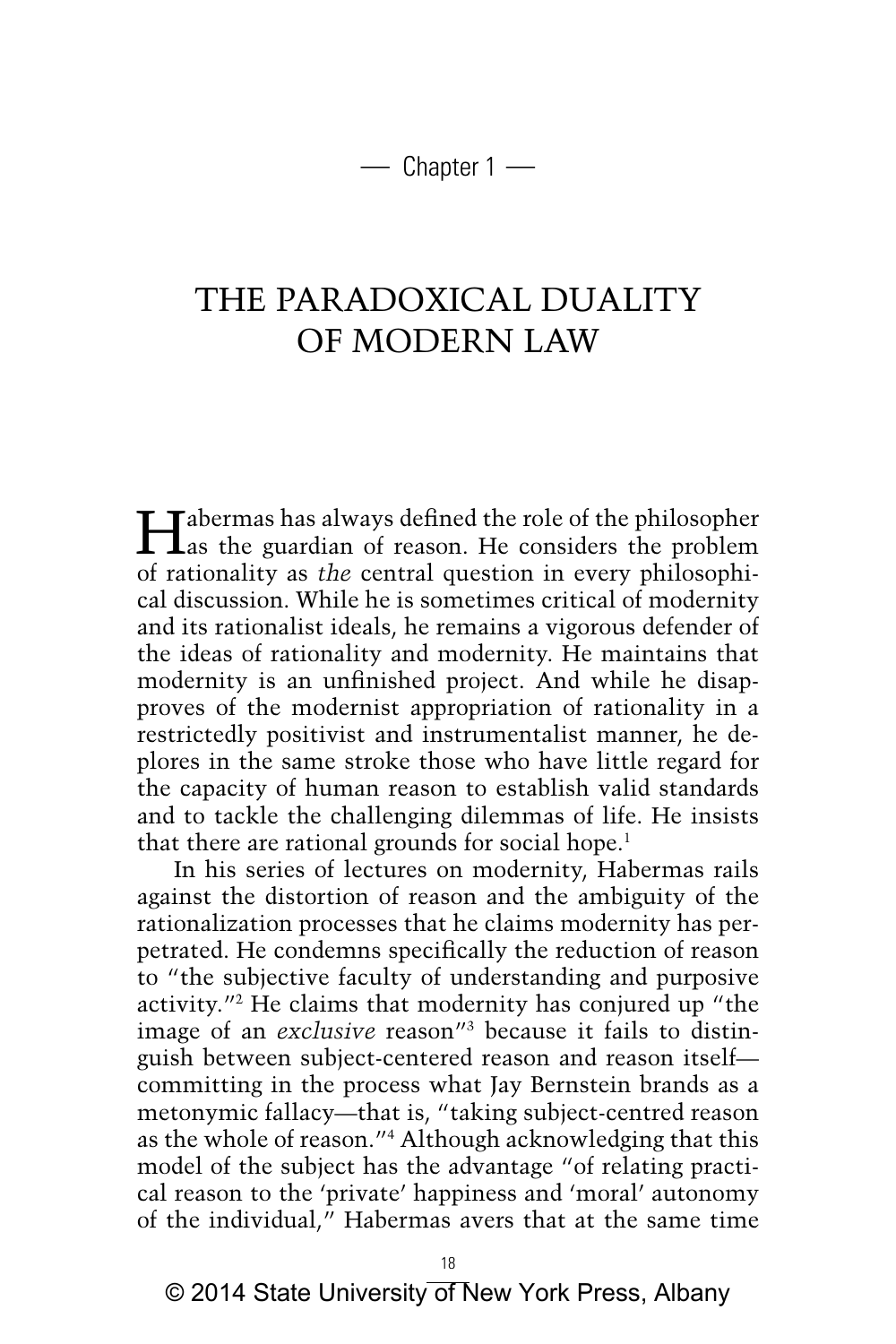— Chapter 1 —

# THE PARADOXICAL DUALITY OF MODERN LAW

Habermas has always defined the role of the philosopher as the guardian of reason. He considers the problem of rationality as *the* central question in every philosophical discussion. While he is sometimes critical of modernity and its rationalist ideals, he remains a vigorous defender of the ideas of rationality and modernity. He maintains that modernity is an unfinished project. And while he disapproves of the modernist appropriation of rationality in a restrictedly positivist and instrumentalist manner, he deplores in the same stroke those who have little regard for the capacity of human reason to establish valid standards and to tackle the challenging dilemmas of life. He insists that there are rational grounds for social hope.[1]

In his series of lectures on modernity, Habermas rails against the distortion of reason and the ambiguity of the rationalization processes that he claims modernity has perpetrated. He condemns specifically the reduction of reason to "the subjective faculty of understanding and purposive activity."[2] He claims that modernity has conjured up "the image of an *exclusive* reason"[3] because it fails to distinguish between subject-centered reason and reason itself—committing in the process what Jay Bernstein brands as a metonymic fallacy—that is, "taking subject-centred reason as the whole of reason."[4] Although acknowledging that this model of the subject has the advantage "of relating practical reason to the 'private' happiness and 'moral' autonomy of the individual," Habermas avers that at the same time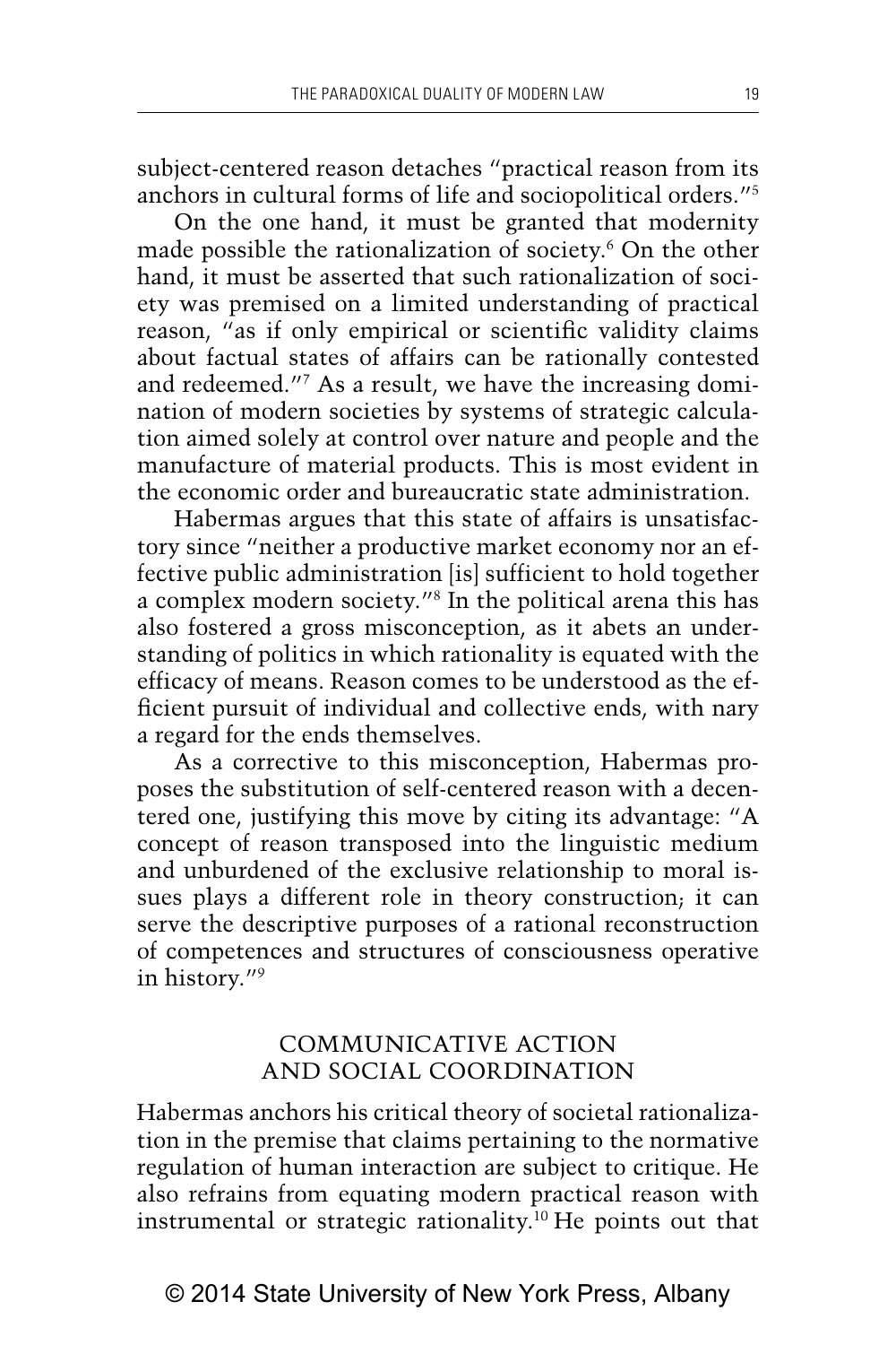subject-centered reason detaches "practical reason from its anchors in cultural forms of life and sociopolitical orders."[5]

On the one hand, it must be granted that modernity made possible the rationalization of society.[6] On the other hand, it must be asserted that such rationalization of society was premised on a limited understanding of practical reason, "as if only empirical or scientific validity claims about factual states of affairs can be rationally contested and redeemed."[7] As a result, we have the increasing domination of modern societies by systems of strategic calculation aimed solely at control over nature and people and the manufacture of material products. This is most evident in the economic order and bureaucratic state administration.

Habermas argues that this state of affairs is unsatisfactory since "neither a productive market economy nor an effective public administration [is] sufficient to hold together a complex modern society."[8] In the political arena this has also fostered a gross misconception, as it abets an understanding of politics in which rationality is equated with the efficacy of means. Reason comes to be understood as the efficient pursuit of individual and collective ends, with nary a regard for the ends themselves.

As a corrective to this misconception, Habermas proposes the substitution of self-centered reason with a decentered one, justifying this move by citing its advantage: "A concept of reason transposed into the linguistic medium and unburdened of the exclusive relationship to moral issues plays a different role in theory construction; it can serve the descriptive purposes of a rational reconstruction of competences and structures of consciousness operative in history."[9]

## COMMUNICATIVE ACTION AND SOCIAL COORDINATION

Habermas anchors his critical theory of societal rationalization in the premise that claims pertaining to the normative regulation of human interaction are subject to critique. He also refrains from equating modern practical reason with instrumental or strategic rationality.[10] He points out that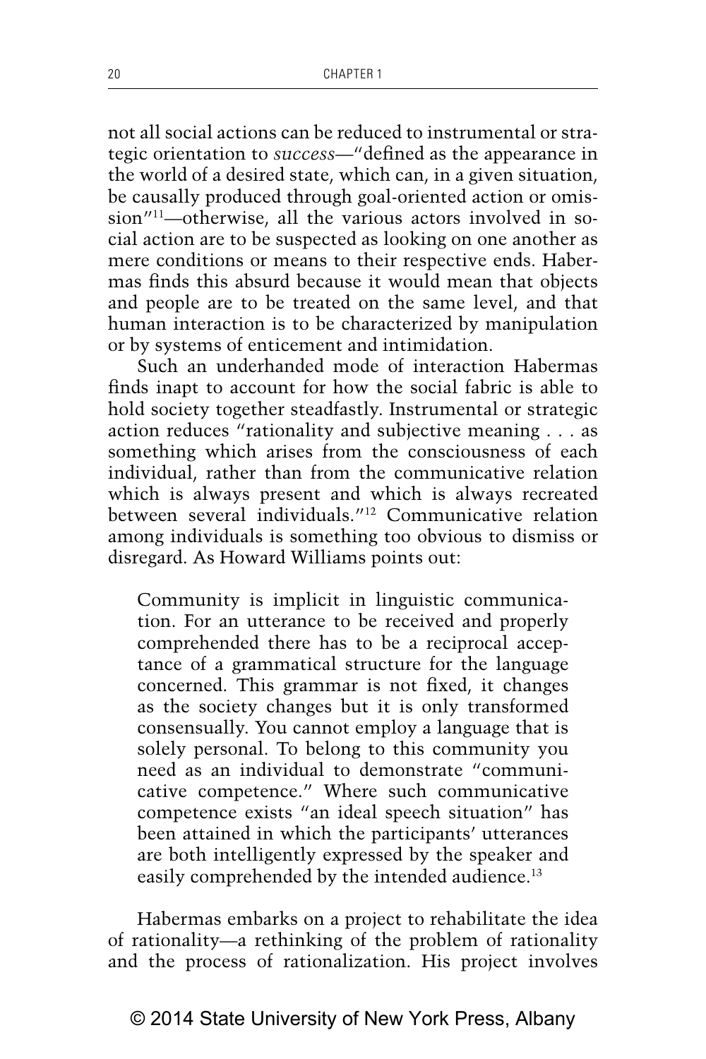not all social actions can be reduced to instrumental or strategic orientation to *success*—"defined as the appearance in the world of a desired state, which can, in a given situation, be causally produced through goal-oriented action or omission"[11]—otherwise, all the various actors involved in social action are to be suspected as looking on one another as mere conditions or means to their respective ends. Habermas finds this absurd because it would mean that objects and people are to be treated on the same level, and that human interaction is to be characterized by manipulation or by systems of enticement and intimidation.

Such an underhanded mode of interaction Habermas finds inapt to account for how the social fabric is able to hold society together steadfastly. Instrumental or strategic action reduces "rationality and subjective meaning . . . as something which arises from the consciousness of each individual, rather than from the communicative relation which is always present and which is always recreated between several individuals."[12] Communicative relation among individuals is something too obvious to dismiss or disregard. As Howard Williams points out:

> Community is implicit in linguistic communication. For an utterance to be received and properly comprehended there has to be a reciprocal acceptance of a grammatical structure for the language concerned. This grammar is not fixed, it changes as the society changes but it is only transformed consensually. You cannot employ a language that is solely personal. To belong to this community you need as an individual to demonstrate "communicative competence." Where such communicative competence exists "an ideal speech situation" has been attained in which the participants' utterances are both intelligently expressed by the speaker and easily comprehended by the intended audience.[13]

Habermas embarks on a project to rehabilitate the idea of rationality—a rethinking of the problem of rationality and the process of rationalization. His project involves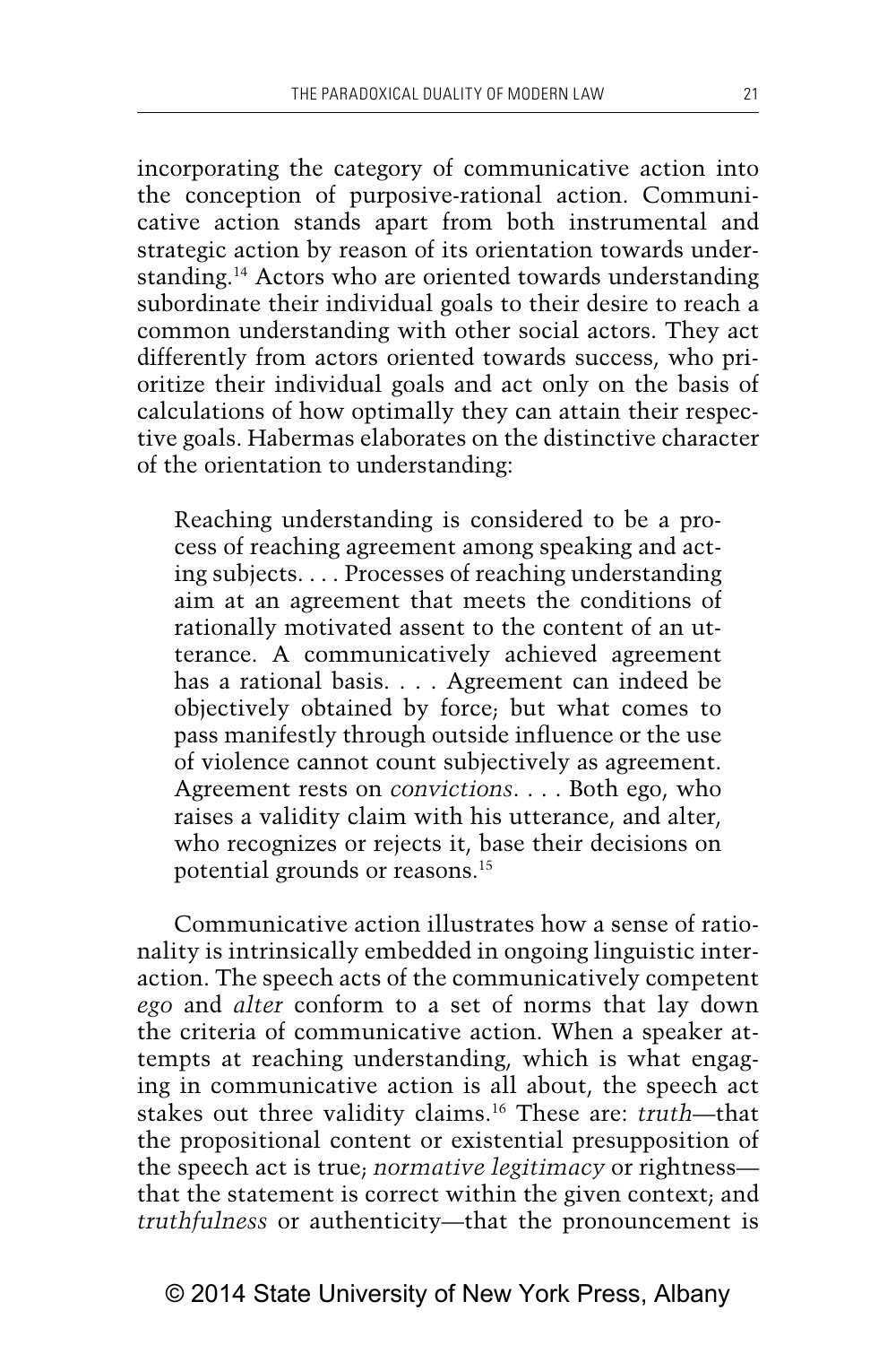incorporating the category of communicative action into the conception of purposive-rational action. Communicative action stands apart from both instrumental and strategic action by reason of its orientation towards understanding.[14] Actors who are oriented towards understanding subordinate their individual goals to their desire to reach a common understanding with other social actors. They act differently from actors oriented towards success, who prioritize their individual goals and act only on the basis of calculations of how optimally they can attain their respective goals. Habermas elaborates on the distinctive character of the orientation to understanding:

> Reaching understanding is considered to be a process of reaching agreement among speaking and acting subjects. . . . Processes of reaching understanding aim at an agreement that meets the conditions of rationally motivated assent to the content of an utterance. A communicatively achieved agreement has a rational basis. . . . Agreement can indeed be objectively obtained by force; but what comes to pass manifestly through outside influence or the use of violence cannot count subjectively as agreement. Agreement rests on *convictions*. . . . Both ego, who raises a validity claim with his utterance, and alter, who recognizes or rejects it, base their decisions on potential grounds or reasons.[15]

Communicative action illustrates how a sense of rationality is intrinsically embedded in ongoing linguistic interaction. The speech acts of the communicatively competent *ego* and *alter* conform to a set of norms that lay down the criteria of communicative action. When a speaker attempts at reaching understanding, which is what engaging in communicative action is all about, the speech act stakes out three validity claims.[16] These are: *truth*—that the propositional content or existential presupposition of the speech act is true; *normative legitimacy* or rightness—that the statement is correct within the given context; and *truthfulness* or authenticity—that the pronouncement is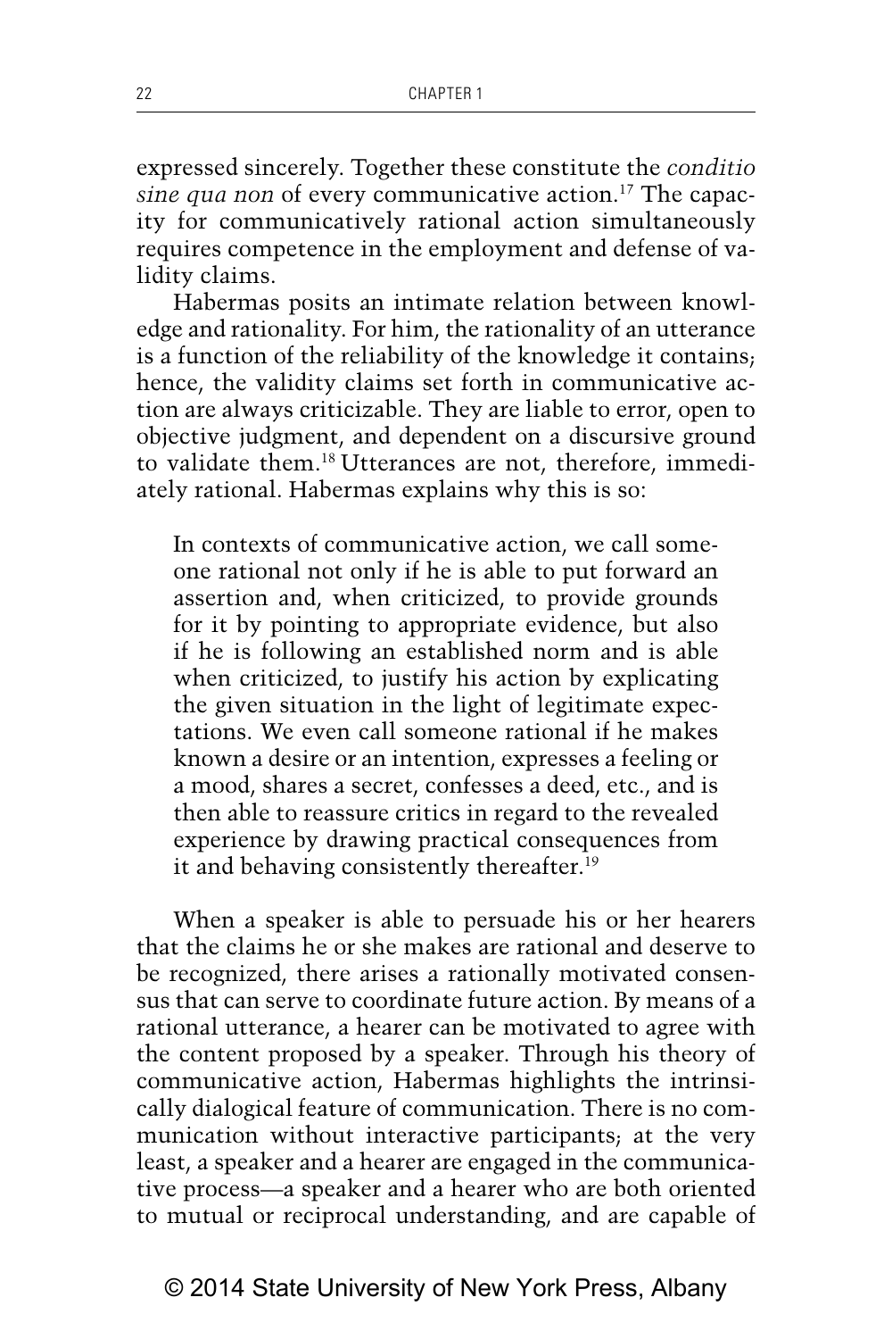expressed sincerely. Together these constitute the *conditio sine qua non* of every communicative action.[17] The capacity for communicatively rational action simultaneously requires competence in the employment and defense of validity claims.

Habermas posits an intimate relation between knowledge and rationality. For him, the rationality of an utterance is a function of the reliability of the knowledge it contains; hence, the validity claims set forth in communicative action are always criticizable. They are liable to error, open to objective judgment, and dependent on a discursive ground to validate them.[18] Utterances are not, therefore, immediately rational. Habermas explains why this is so:

> In contexts of communicative action, we call someone rational not only if he is able to put forward an assertion and, when criticized, to provide grounds for it by pointing to appropriate evidence, but also if he is following an established norm and is able when criticized, to justify his action by explicating the given situation in the light of legitimate expectations. We even call someone rational if he makes known a desire or an intention, expresses a feeling or a mood, shares a secret, confesses a deed, etc., and is then able to reassure critics in regard to the revealed experience by drawing practical consequences from it and behaving consistently thereafter.[19]

When a speaker is able to persuade his or her hearers that the claims he or she makes are rational and deserve to be recognized, there arises a rationally motivated consensus that can serve to coordinate future action. By means of a rational utterance, a hearer can be motivated to agree with the content proposed by a speaker. Through his theory of communicative action, Habermas highlights the intrinsically dialogical feature of communication. There is no communication without interactive participants; at the very least, a speaker and a hearer are engaged in the communicative process—a speaker and a hearer who are both oriented to mutual or reciprocal understanding, and are capable of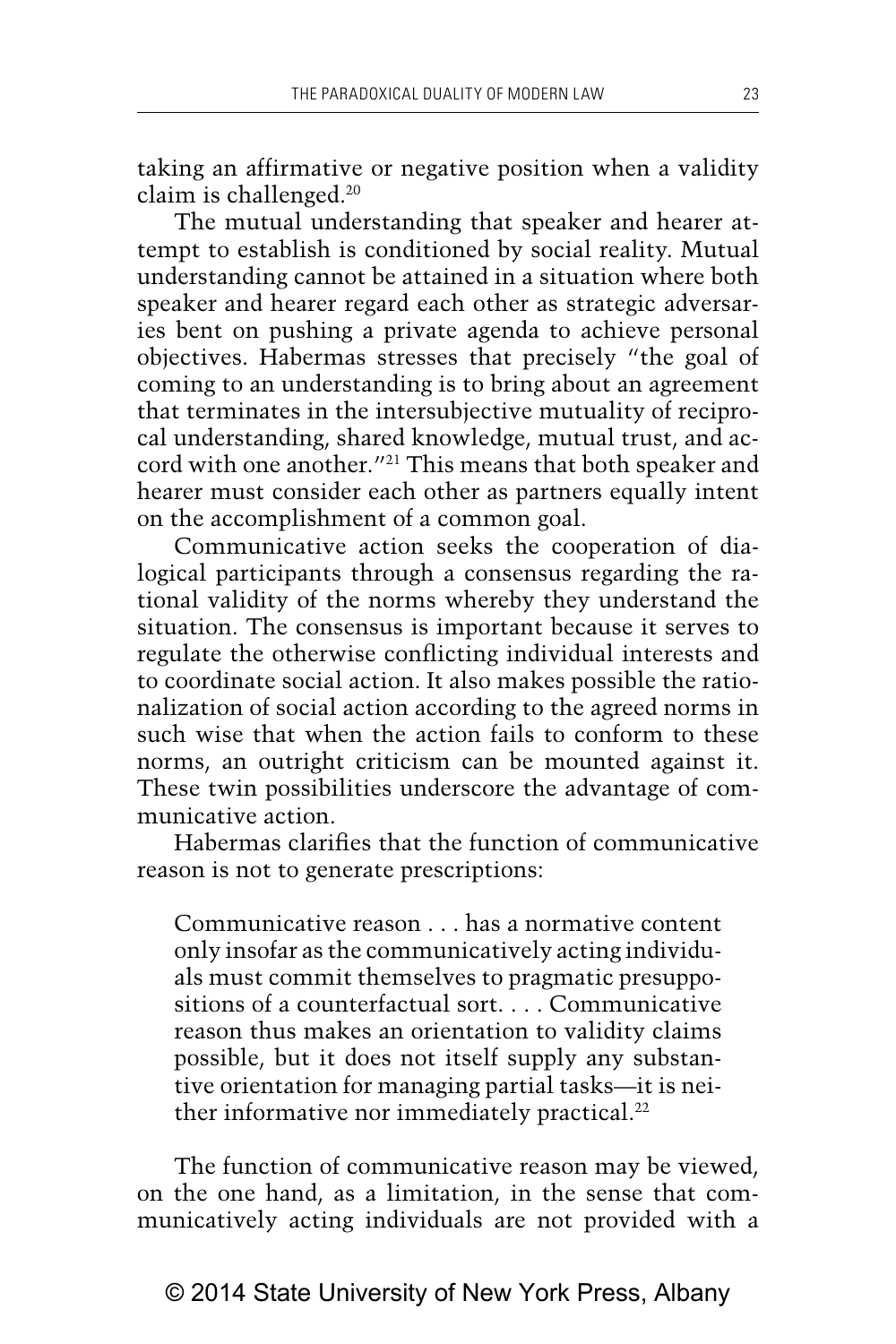taking an affirmative or negative position when a validity claim is challenged.[20]

The mutual understanding that speaker and hearer attempt to establish is conditioned by social reality. Mutual understanding cannot be attained in a situation where both speaker and hearer regard each other as strategic adversaries bent on pushing a private agenda to achieve personal objectives. Habermas stresses that precisely "the goal of coming to an understanding is to bring about an agreement that terminates in the intersubjective mutuality of reciprocal understanding, shared knowledge, mutual trust, and accord with one another."[21] This means that both speaker and hearer must consider each other as partners equally intent on the accomplishment of a common goal.

Communicative action seeks the cooperation of dialogical participants through a consensus regarding the rational validity of the norms whereby they understand the situation. The consensus is important because it serves to regulate the otherwise conflicting individual interests and to coordinate social action. It also makes possible the rationalization of social action according to the agreed norms in such wise that when the action fails to conform to these norms, an outright criticism can be mounted against it. These twin possibilities underscore the advantage of communicative action.

Habermas clarifies that the function of communicative reason is not to generate prescriptions:

> Communicative reason . . . has a normative content only insofar as the communicatively acting individuals must commit themselves to pragmatic presuppositions of a counterfactual sort. . . . Communicative reason thus makes an orientation to validity claims possible, but it does not itself supply any substantive orientation for managing partial tasks—it is neither informative nor immediately practical.[22]

The function of communicative reason may be viewed, on the one hand, as a limitation, in the sense that communicatively acting individuals are not provided with a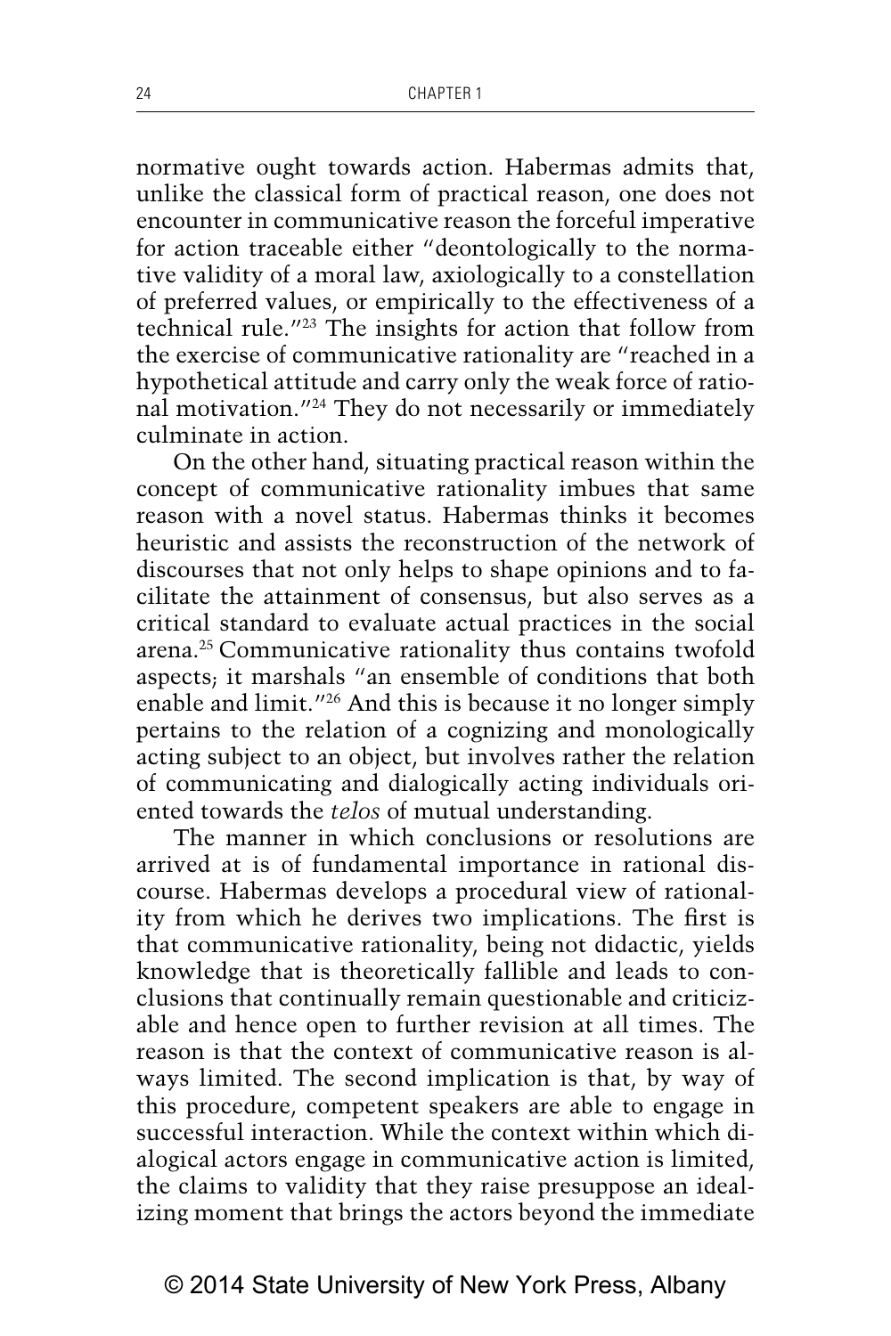normative ought towards action. Habermas admits that, unlike the classical form of practical reason, one does not encounter in communicative reason the forceful imperative for action traceable either "deontologically to the normative validity of a moral law, axiologically to a constellation of preferred values, or empirically to the effectiveness of a technical rule."[23] The insights for action that follow from the exercise of communicative rationality are "reached in a hypothetical attitude and carry only the weak force of rational motivation."[24] They do not necessarily or immediately culminate in action.

On the other hand, situating practical reason within the concept of communicative rationality imbues that same reason with a novel status. Habermas thinks it becomes heuristic and assists the reconstruction of the network of discourses that not only helps to shape opinions and to facilitate the attainment of consensus, but also serves as a critical standard to evaluate actual practices in the social arena.[25] Communicative rationality thus contains twofold aspects; it marshals "an ensemble of conditions that both enable and limit."[26] And this is because it no longer simply pertains to the relation of a cognizing and monologically acting subject to an object, but involves rather the relation of communicating and dialogically acting individuals oriented towards the *telos* of mutual understanding.

The manner in which conclusions or resolutions are arrived at is of fundamental importance in rational discourse. Habermas develops a procedural view of rationality from which he derives two implications. The first is that communicative rationality, being not didactic, yields knowledge that is theoretically fallible and leads to conclusions that continually remain questionable and criticizable and hence open to further revision at all times. The reason is that the context of communicative reason is always limited. The second implication is that, by way of this procedure, competent speakers are able to engage in successful interaction. While the context within which dialogical actors engage in communicative action is limited, the claims to validity that they raise presuppose an idealizing moment that brings the actors beyond the immediate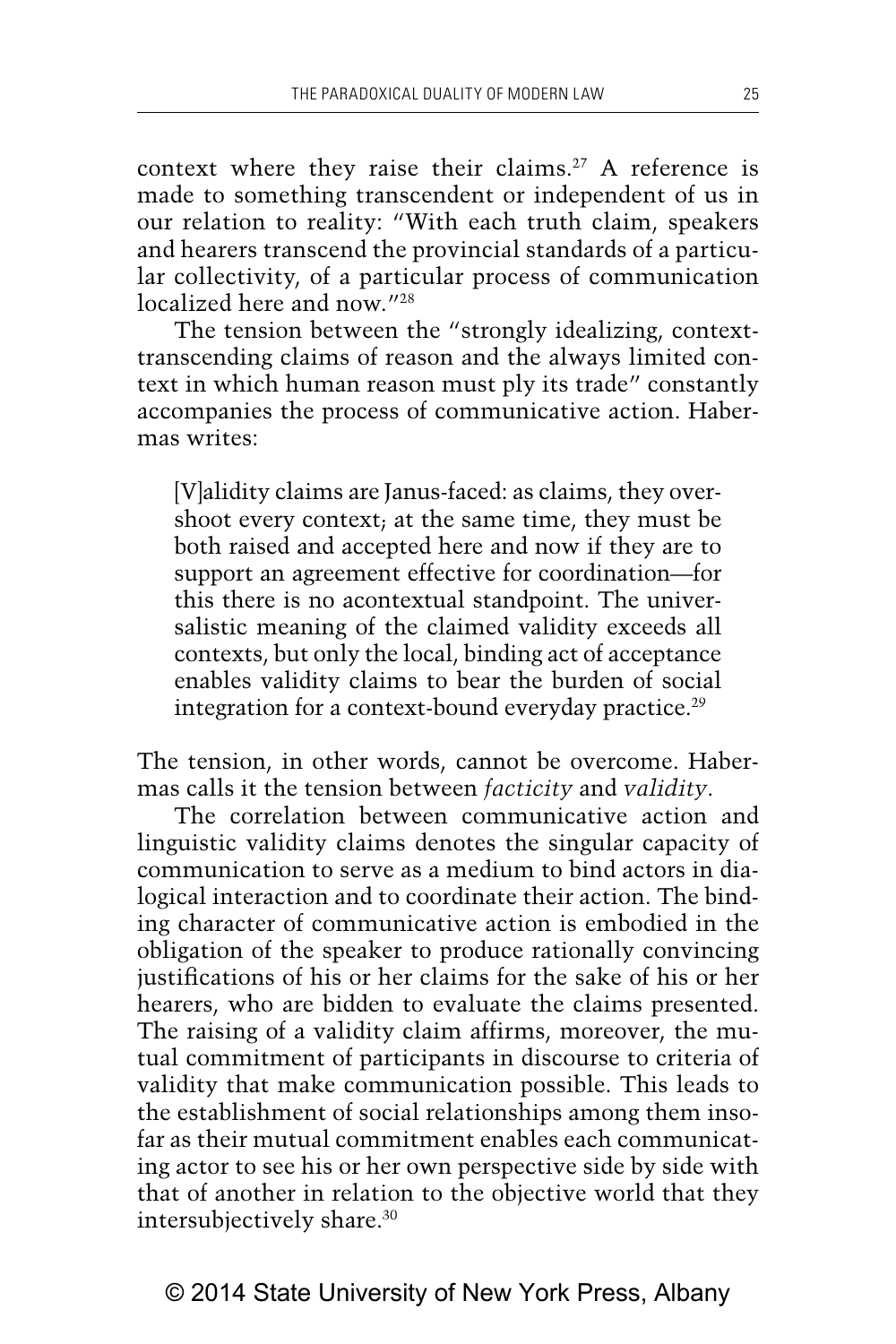context where they raise their claims.[27] A reference is made to something transcendent or independent of us in our relation to reality: "With each truth claim, speakers and hearers transcend the provincial standards of a particular collectivity, of a particular process of communication localized here and now."[28]

The tension between the "strongly idealizing, context-transcending claims of reason and the always limited context in which human reason must ply its trade" constantly accompanies the process of communicative action. Habermas writes:

> [V]alidity claims are Janus-faced: as claims, they overshoot every context; at the same time, they must be both raised and accepted here and now if they are to support an agreement effective for coordination—for this there is no acontextual standpoint. The universalistic meaning of the claimed validity exceeds all contexts, but only the local, binding act of acceptance enables validity claims to bear the burden of social integration for a context-bound everyday practice.[29]

The tension, in other words, cannot be overcome. Habermas calls it the tension between *facticity* and *validity*.

The correlation between communicative action and linguistic validity claims denotes the singular capacity of communication to serve as a medium to bind actors in dialogical interaction and to coordinate their action. The binding character of communicative action is embodied in the obligation of the speaker to produce rationally convincing justifications of his or her claims for the sake of his or her hearers, who are bidden to evaluate the claims presented. The raising of a validity claim affirms, moreover, the mutual commitment of participants in discourse to criteria of validity that make communication possible. This leads to the establishment of social relationships among them insofar as their mutual commitment enables each communicating actor to see his or her own perspective side by side with that of another in relation to the objective world that they intersubjectively share.[30]

© 2014 State University of New York Press, Albany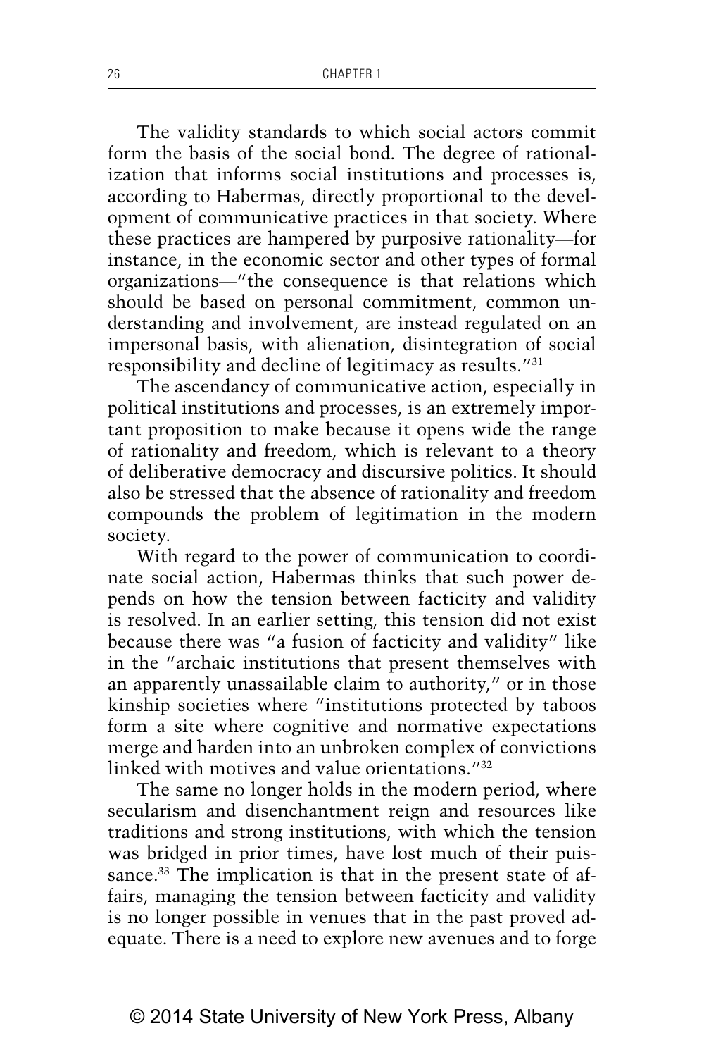The validity standards to which social actors commit form the basis of the social bond. The degree of rationalization that informs social institutions and processes is, according to Habermas, directly proportional to the development of communicative practices in that society. Where these practices are hampered by purposive rationality—for instance, in the economic sector and other types of formal organizations—"the consequence is that relations which should be based on personal commitment, common understanding and involvement, are instead regulated on an impersonal basis, with alienation, disintegration of social responsibility and decline of legitimacy as results."[31]

The ascendancy of communicative action, especially in political institutions and processes, is an extremely important proposition to make because it opens wide the range of rationality and freedom, which is relevant to a theory of deliberative democracy and discursive politics. It should also be stressed that the absence of rationality and freedom compounds the problem of legitimation in the modern society.

With regard to the power of communication to coordinate social action, Habermas thinks that such power depends on how the tension between facticity and validity is resolved. In an earlier setting, this tension did not exist because there was "a fusion of facticity and validity" like in the "archaic institutions that present themselves with an apparently unassailable claim to authority," or in those kinship societies where "institutions protected by taboos form a site where cognitive and normative expectations merge and harden into an unbroken complex of convictions linked with motives and value orientations."[32]

The same no longer holds in the modern period, where secularism and disenchantment reign and resources like traditions and strong institutions, with which the tension was bridged in prior times, have lost much of their puissance.[33] The implication is that in the present state of affairs, managing the tension between facticity and validity is no longer possible in venues that in the past proved adequate. There is a need to explore new avenues and to forge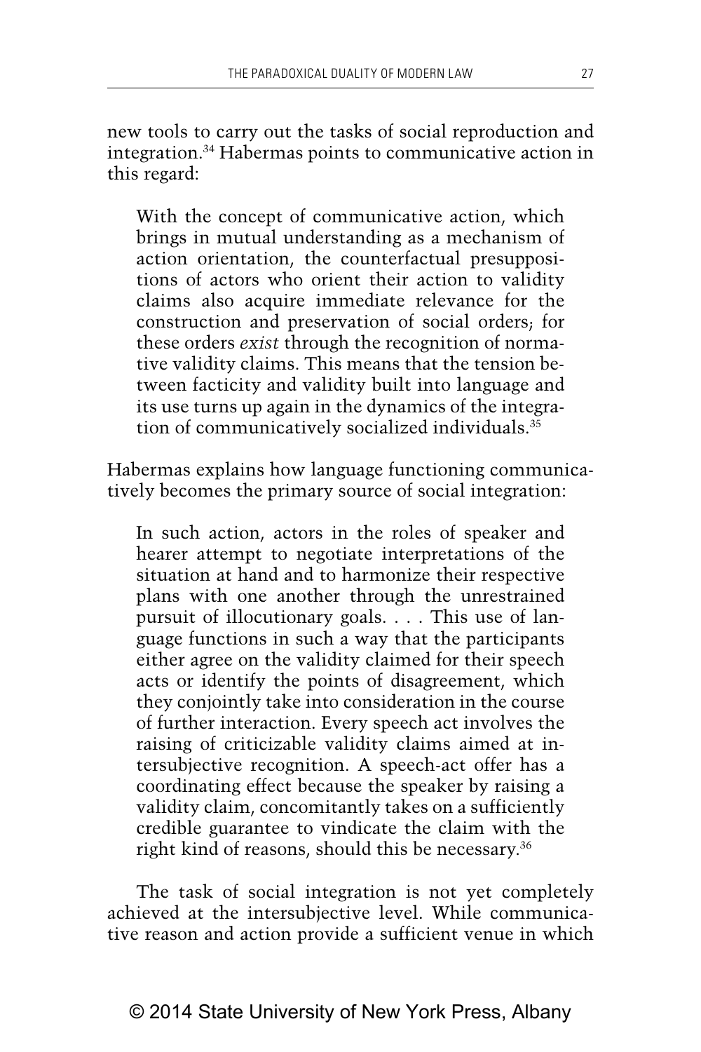new tools to carry out the tasks of social reproduction and integration.[34] Habermas points to communicative action in this regard:

> With the concept of communicative action, which brings in mutual understanding as a mechanism of action orientation, the counterfactual presuppositions of actors who orient their action to validity claims also acquire immediate relevance for the construction and preservation of social orders; for these orders *exist* through the recognition of normative validity claims. This means that the tension between facticity and validity built into language and its use turns up again in the dynamics of the integration of communicatively socialized individuals.[35]

Habermas explains how language functioning communicatively becomes the primary source of social integration:

> In such action, actors in the roles of speaker and hearer attempt to negotiate interpretations of the situation at hand and to harmonize their respective plans with one another through the unrestrained pursuit of illocutionary goals. . . . This use of language functions in such a way that the participants either agree on the validity claimed for their speech acts or identify the points of disagreement, which they conjointly take into consideration in the course of further interaction. Every speech act involves the raising of criticizable validity claims aimed at intersubjective recognition. A speech-act offer has a coordinating effect because the speaker by raising a validity claim, concomitantly takes on a sufficiently credible guarantee to vindicate the claim with the right kind of reasons, should this be necessary.[36]

The task of social integration is not yet completely achieved at the intersubjective level. While communicative reason and action provide a sufficient venue in which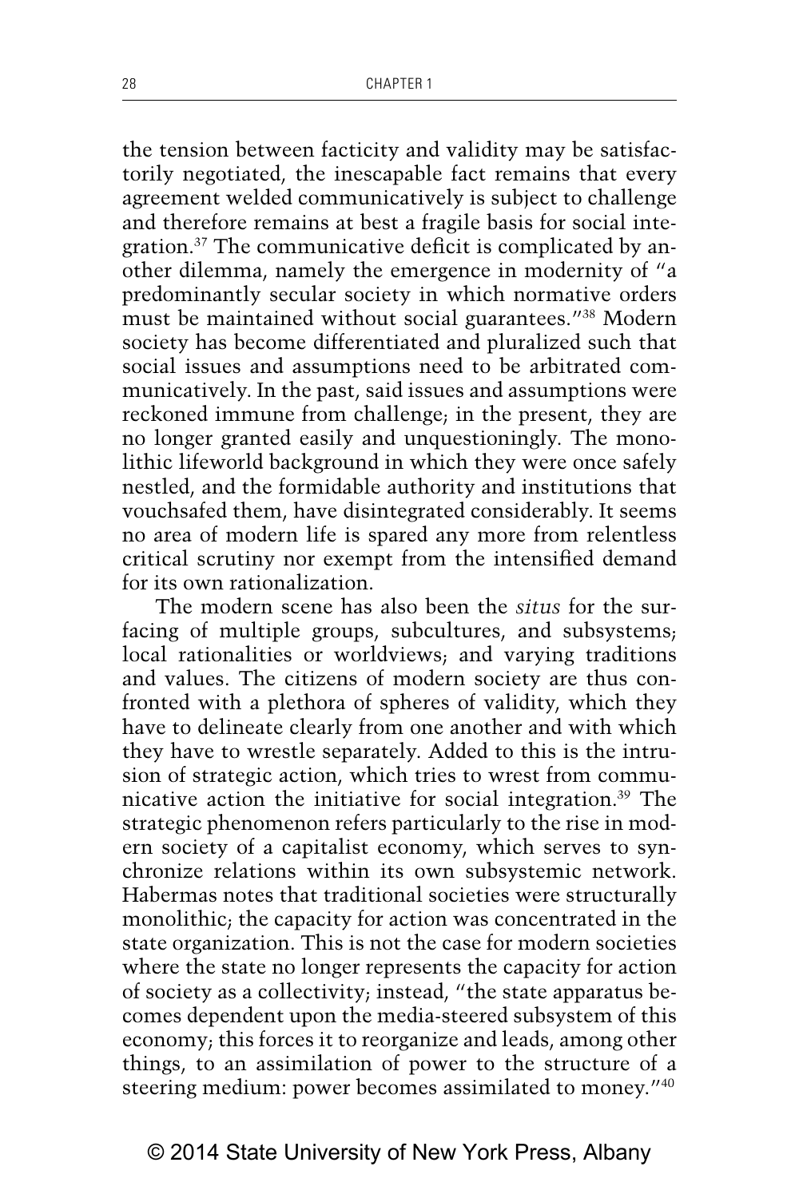the tension between facticity and validity may be satisfactorily negotiated, the inescapable fact remains that every agreement welded communicatively is subject to challenge and therefore remains at best a fragile basis for social integration.[37] The communicative deficit is complicated by another dilemma, namely the emergence in modernity of "a predominantly secular society in which normative orders must be maintained without social guarantees."[38] Modern society has become differentiated and pluralized such that social issues and assumptions need to be arbitrated communicatively. In the past, said issues and assumptions were reckoned immune from challenge; in the present, they are no longer granted easily and unquestioningly. The monolithic lifeworld background in which they were once safely nestled, and the formidable authority and institutions that vouchsafed them, have disintegrated considerably. It seems no area of modern life is spared any more from relentless critical scrutiny nor exempt from the intensified demand for its own rationalization.

The modern scene has also been the *situs* for the surfacing of multiple groups, subcultures, and subsystems; local rationalities or worldviews; and varying traditions and values. The citizens of modern society are thus confronted with a plethora of spheres of validity, which they have to delineate clearly from one another and with which they have to wrestle separately. Added to this is the intrusion of strategic action, which tries to wrest from communicative action the initiative for social integration.[39] The strategic phenomenon refers particularly to the rise in modern society of a capitalist economy, which serves to synchronize relations within its own subsystemic network. Habermas notes that traditional societies were structurally monolithic; the capacity for action was concentrated in the state organization. This is not the case for modern societies where the state no longer represents the capacity for action of society as a collectivity; instead, "the state apparatus becomes dependent upon the media-steered subsystem of this economy; this forces it to reorganize and leads, among other things, to an assimilation of power to the structure of a steering medium: power becomes assimilated to money."[40]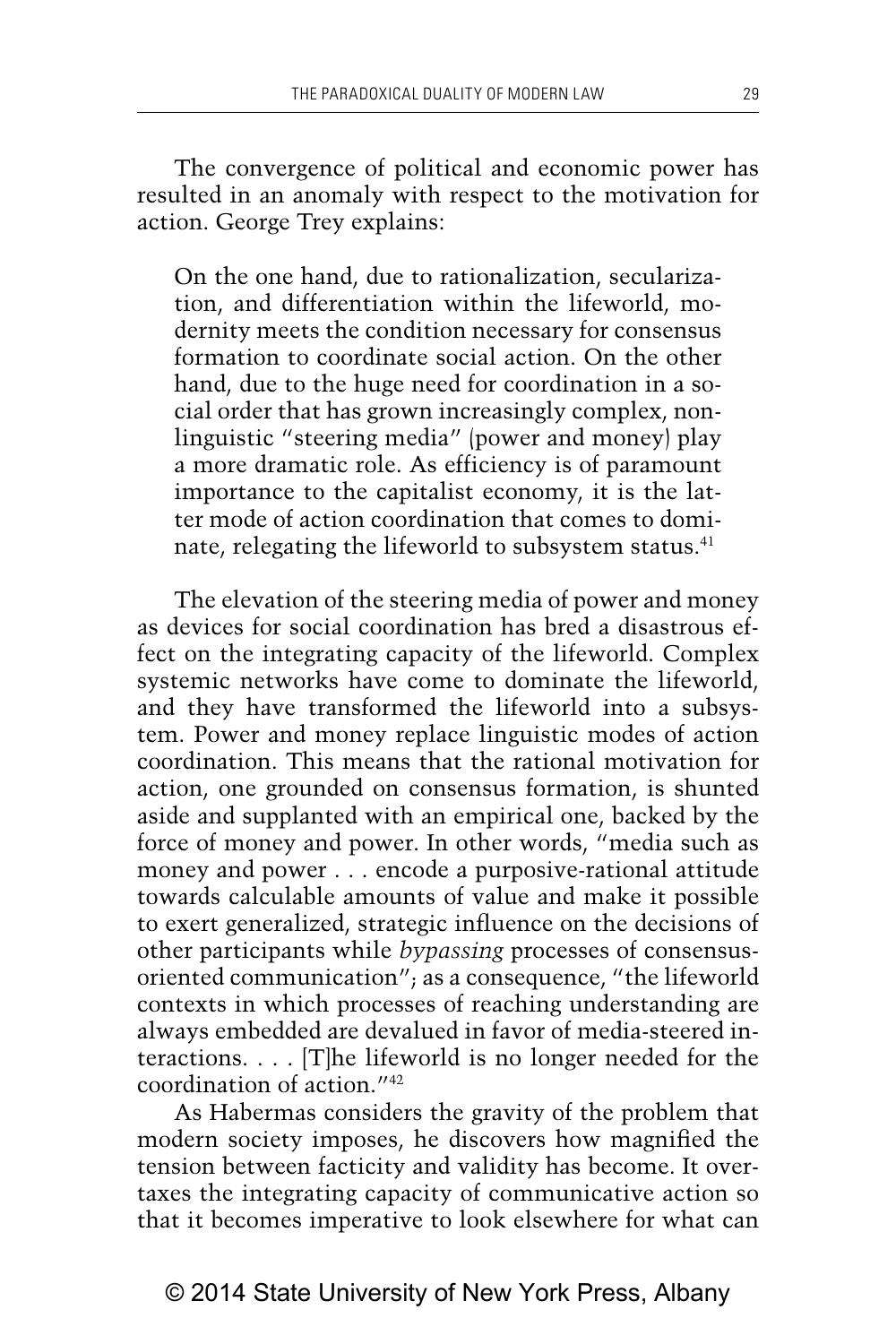The convergence of political and economic power has resulted in an anomaly with respect to the motivation for action. George Trey explains:

> On the one hand, due to rationalization, secularization, and differentiation within the lifeworld, modernity meets the condition necessary for consensus formation to coordinate social action. On the other hand, due to the huge need for coordination in a social order that has grown increasingly complex, nonlinguistic "steering media" (power and money) play a more dramatic role. As efficiency is of paramount importance to the capitalist economy, it is the latter mode of action coordination that comes to dominate, relegating the lifeworld to subsystem status.[41]

The elevation of the steering media of power and money as devices for social coordination has bred a disastrous effect on the integrating capacity of the lifeworld. Complex systemic networks have come to dominate the lifeworld, and they have transformed the lifeworld into a subsystem. Power and money replace linguistic modes of action coordination. This means that the rational motivation for action, one grounded on consensus formation, is shunted aside and supplanted with an empirical one, backed by the force of money and power. In other words, "media such as money and power . . . encode a purposive-rational attitude towards calculable amounts of value and make it possible to exert generalized, strategic influence on the decisions of other participants while *bypassing* processes of consensus-oriented communication"; as a consequence, "the lifeworld contexts in which processes of reaching understanding are always embedded are devalued in favor of media-steered interactions. . . . [T]he lifeworld is no longer needed for the coordination of action."[42]

As Habermas considers the gravity of the problem that modern society imposes, he discovers how magnified the tension between facticity and validity has become. It overtaxes the integrating capacity of communicative action so that it becomes imperative to look elsewhere for what can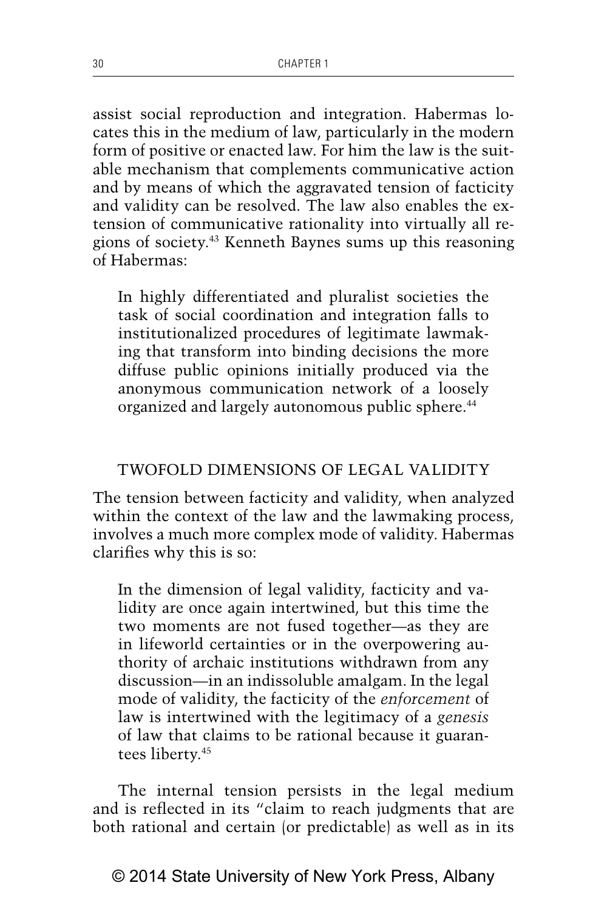assist social reproduction and integration. Habermas locates this in the medium of law, particularly in the modern form of positive or enacted law. For him the law is the suitable mechanism that complements communicative action and by means of which the aggravated tension of facticity and validity can be resolved. The law also enables the extension of communicative rationality into virtually all regions of society.[43] Kenneth Baynes sums up this reasoning of Habermas:

> In highly differentiated and pluralist societies the task of social coordination and integration falls to institutionalized procedures of legitimate lawmaking that transform into binding decisions the more diffuse public opinions initially produced via the anonymous communication network of a loosely organized and largely autonomous public sphere.[44]

## TWOFOLD DIMENSIONS OF LEGAL VALIDITY

The tension between facticity and validity, when analyzed within the context of the law and the lawmaking process, involves a much more complex mode of validity. Habermas clarifies why this is so:

> In the dimension of legal validity, facticity and validity are once again intertwined, but this time the two moments are not fused together—as they are in lifeworld certainties or in the overpowering authority of archaic institutions withdrawn from any discussion—in an indissoluble amalgam. In the legal mode of validity, the facticity of the *enforcement* of law is intertwined with the legitimacy of a *genesis* of law that claims to be rational because it guarantees liberty.[45]

The internal tension persists in the legal medium and is reflected in its "claim to reach judgments that are both rational and certain (or predictable) as well as in its

© 2014 State University of New York Press, Albany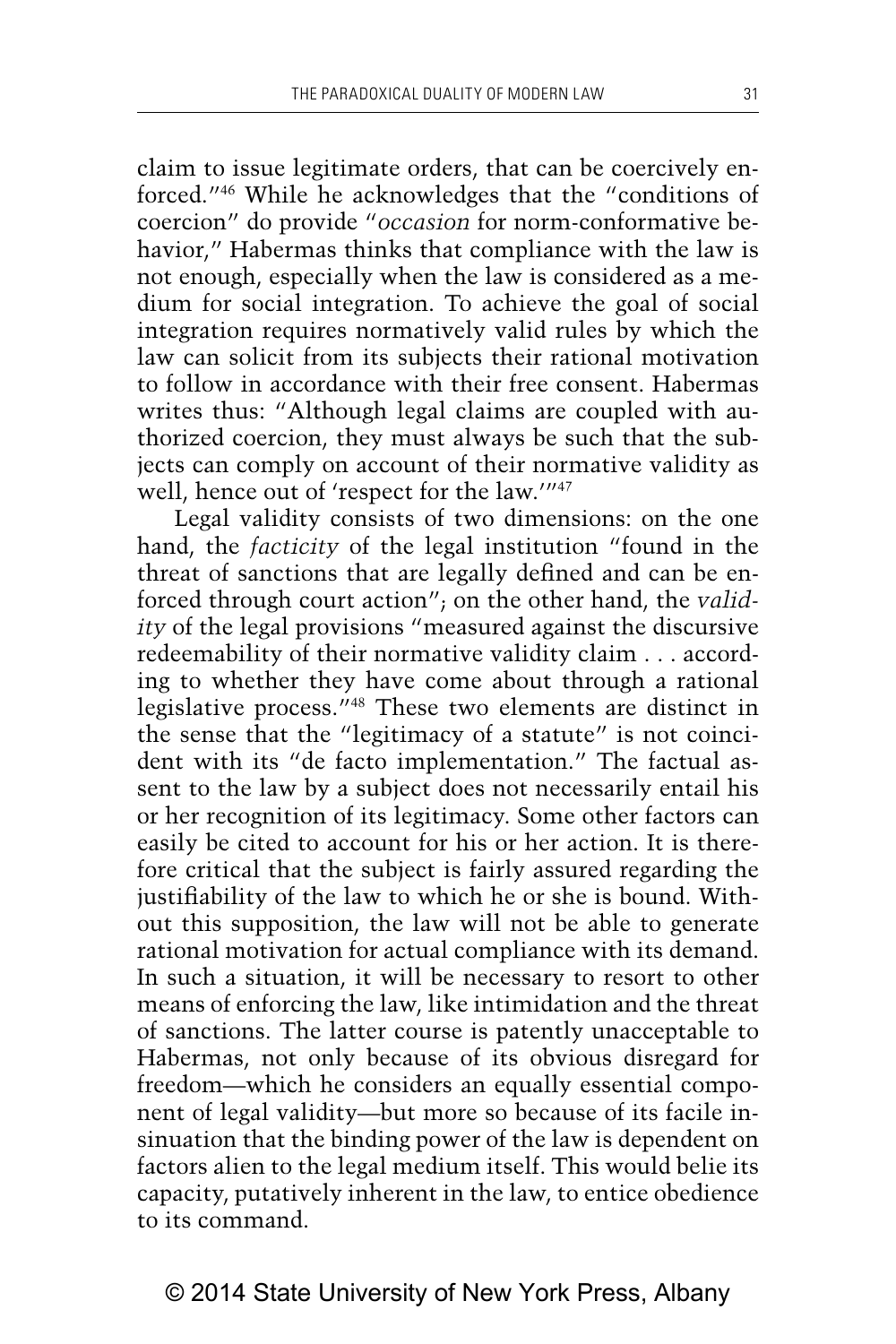claim to issue legitimate orders, that can be coercively enforced."[46] While he acknowledges that the "conditions of coercion" do provide "*occasion* for norm-conformative behavior," Habermas thinks that compliance with the law is not enough, especially when the law is considered as a medium for social integration. To achieve the goal of social integration requires normatively valid rules by which the law can solicit from its subjects their rational motivation to follow in accordance with their free consent. Habermas writes thus: "Although legal claims are coupled with authorized coercion, they must always be such that the subjects can comply on account of their normative validity as well, hence out of 'respect for the law.'"[47]

Legal validity consists of two dimensions: on the one hand, the *facticity* of the legal institution "found in the threat of sanctions that are legally defined and can be enforced through court action"; on the other hand, the *validity* of the legal provisions "measured against the discursive redeemability of their normative validity claim . . . according to whether they have come about through a rational legislative process."[48] These two elements are distinct in the sense that the "legitimacy of a statute" is not coincident with its "de facto implementation." The factual assent to the law by a subject does not necessarily entail his or her recognition of its legitimacy. Some other factors can easily be cited to account for his or her action. It is therefore critical that the subject is fairly assured regarding the justifiability of the law to which he or she is bound. Without this supposition, the law will not be able to generate rational motivation for actual compliance with its demand. In such a situation, it will be necessary to resort to other means of enforcing the law, like intimidation and the threat of sanctions. The latter course is patently unacceptable to Habermas, not only because of its obvious disregard for freedom—which he considers an equally essential component of legal validity—but more so because of its facile insinuation that the binding power of the law is dependent on factors alien to the legal medium itself. This would belie its capacity, putatively inherent in the law, to entice obedience to its command.

© 2014 State University of New York Press, Albany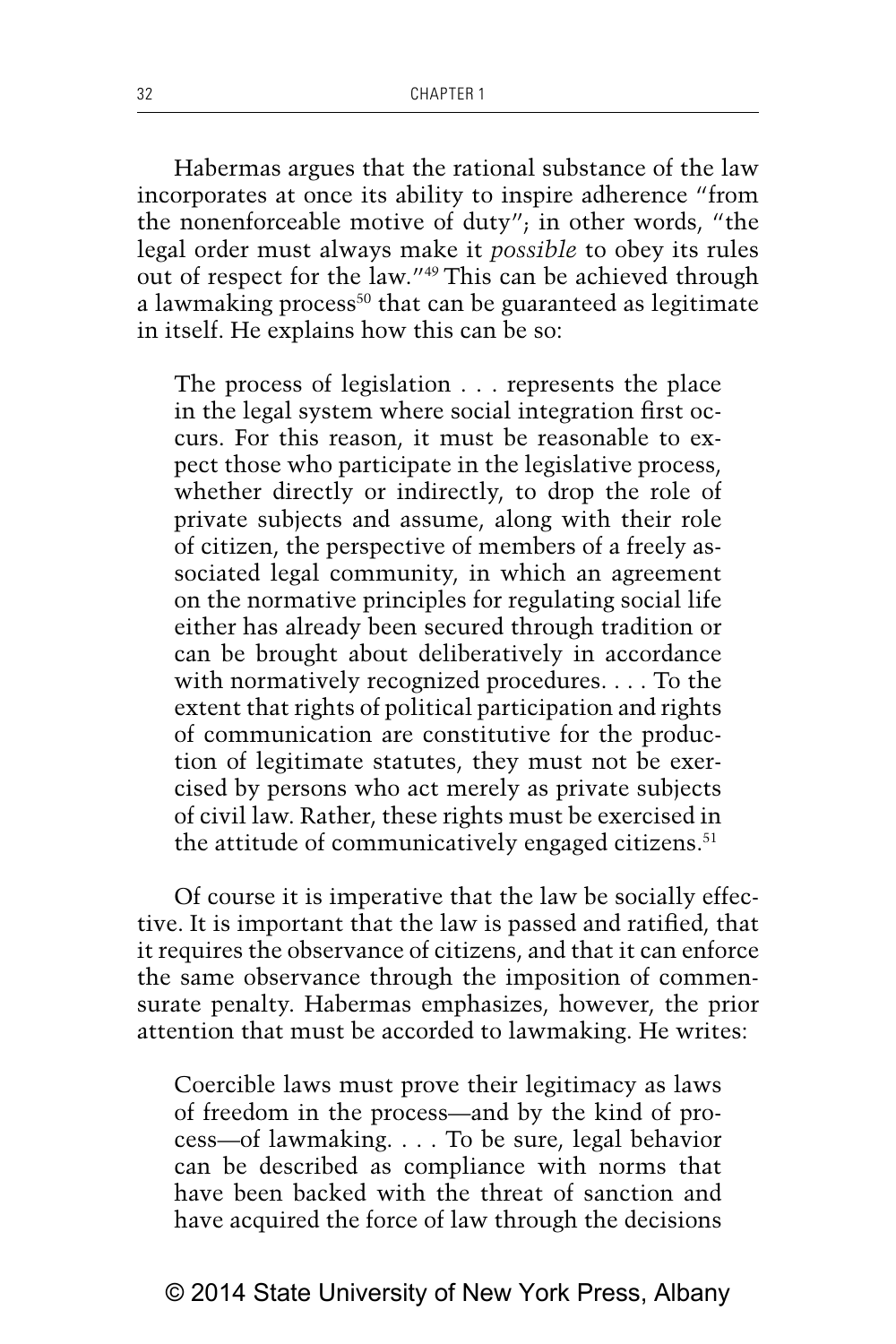Habermas argues that the rational substance of the law incorporates at once its ability to inspire adherence "from the nonenforceable motive of duty"; in other words, "the legal order must always make it *possible* to obey its rules out of respect for the law."[49] This can be achieved through a lawmaking process[50] that can be guaranteed as legitimate in itself. He explains how this can be so:

> The process of legislation . . . represents the place in the legal system where social integration first occurs. For this reason, it must be reasonable to expect those who participate in the legislative process, whether directly or indirectly, to drop the role of private subjects and assume, along with their role of citizen, the perspective of members of a freely associated legal community, in which an agreement on the normative principles for regulating social life either has already been secured through tradition or can be brought about deliberatively in accordance with normatively recognized procedures. . . . To the extent that rights of political participation and rights of communication are constitutive for the production of legitimate statutes, they must not be exercised by persons who act merely as private subjects of civil law. Rather, these rights must be exercised in the attitude of communicatively engaged citizens.[51]

Of course it is imperative that the law be socially effective. It is important that the law is passed and ratified, that it requires the observance of citizens, and that it can enforce the same observance through the imposition of commensurate penalty. Habermas emphasizes, however, the prior attention that must be accorded to lawmaking. He writes:

> Coercible laws must prove their legitimacy as laws of freedom in the process—and by the kind of process—of lawmaking. . . . To be sure, legal behavior can be described as compliance with norms that have been backed with the threat of sanction and have acquired the force of law through the decisions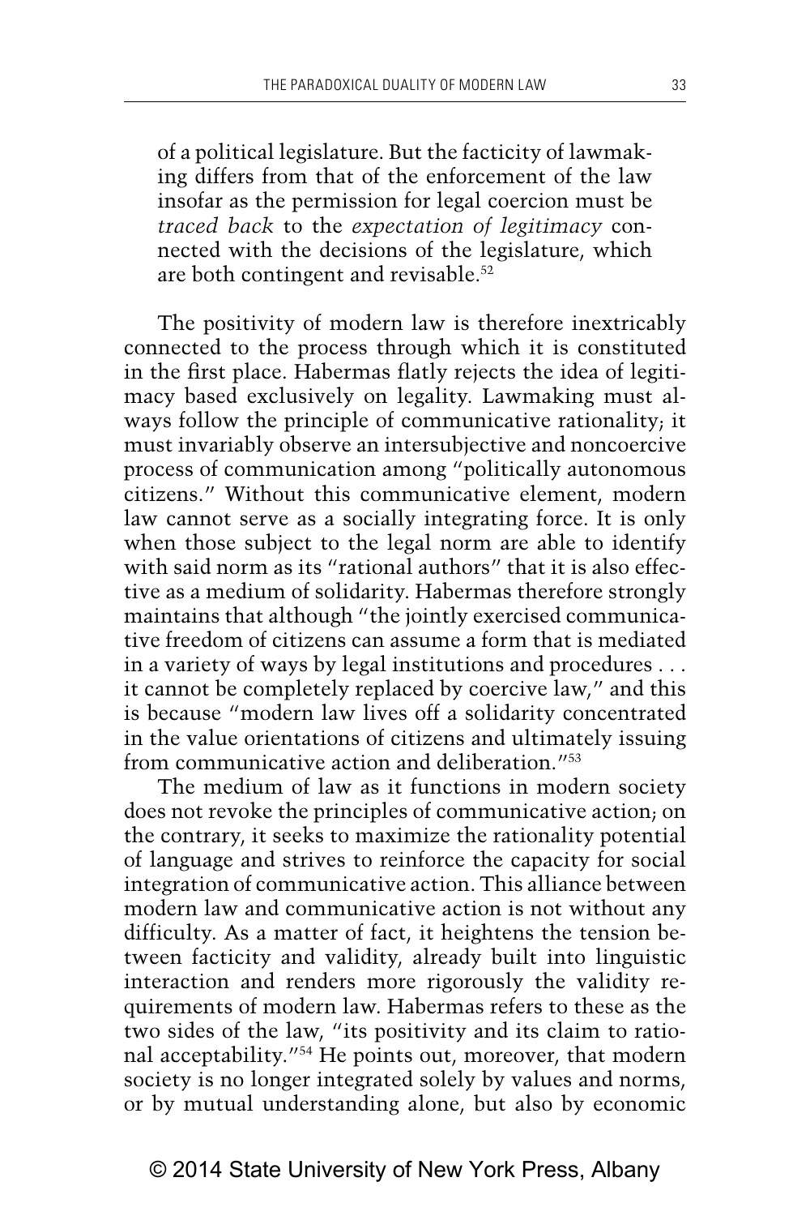of a political legislature. But the facticity of lawmaking differs from that of the enforcement of the law insofar as the permission for legal coercion must be *traced back* to the *expectation of legitimacy* connected with the decisions of the legislature, which are both contingent and revisable.[52]

The positivity of modern law is therefore inextricably connected to the process through which it is constituted in the first place. Habermas flatly rejects the idea of legitimacy based exclusively on legality. Lawmaking must always follow the principle of communicative rationality; it must invariably observe an intersubjective and noncoercive process of communication among "politically autonomous citizens." Without this communicative element, modern law cannot serve as a socially integrating force. It is only when those subject to the legal norm are able to identify with said norm as its "rational authors" that it is also effective as a medium of solidarity. Habermas therefore strongly maintains that although "the jointly exercised communicative freedom of citizens can assume a form that is mediated in a variety of ways by legal institutions and procedures . . . it cannot be completely replaced by coercive law," and this is because "modern law lives off a solidarity concentrated in the value orientations of citizens and ultimately issuing from communicative action and deliberation."[53]

The medium of law as it functions in modern society does not revoke the principles of communicative action; on the contrary, it seeks to maximize the rationality potential of language and strives to reinforce the capacity for social integration of communicative action. This alliance between modern law and communicative action is not without any difficulty. As a matter of fact, it heightens the tension between facticity and validity, already built into linguistic interaction and renders more rigorously the validity requirements of modern law. Habermas refers to these as the two sides of the law, "its positivity and its claim to rational acceptability."[54] He points out, moreover, that modern society is no longer integrated solely by values and norms, or by mutual understanding alone, but also by economic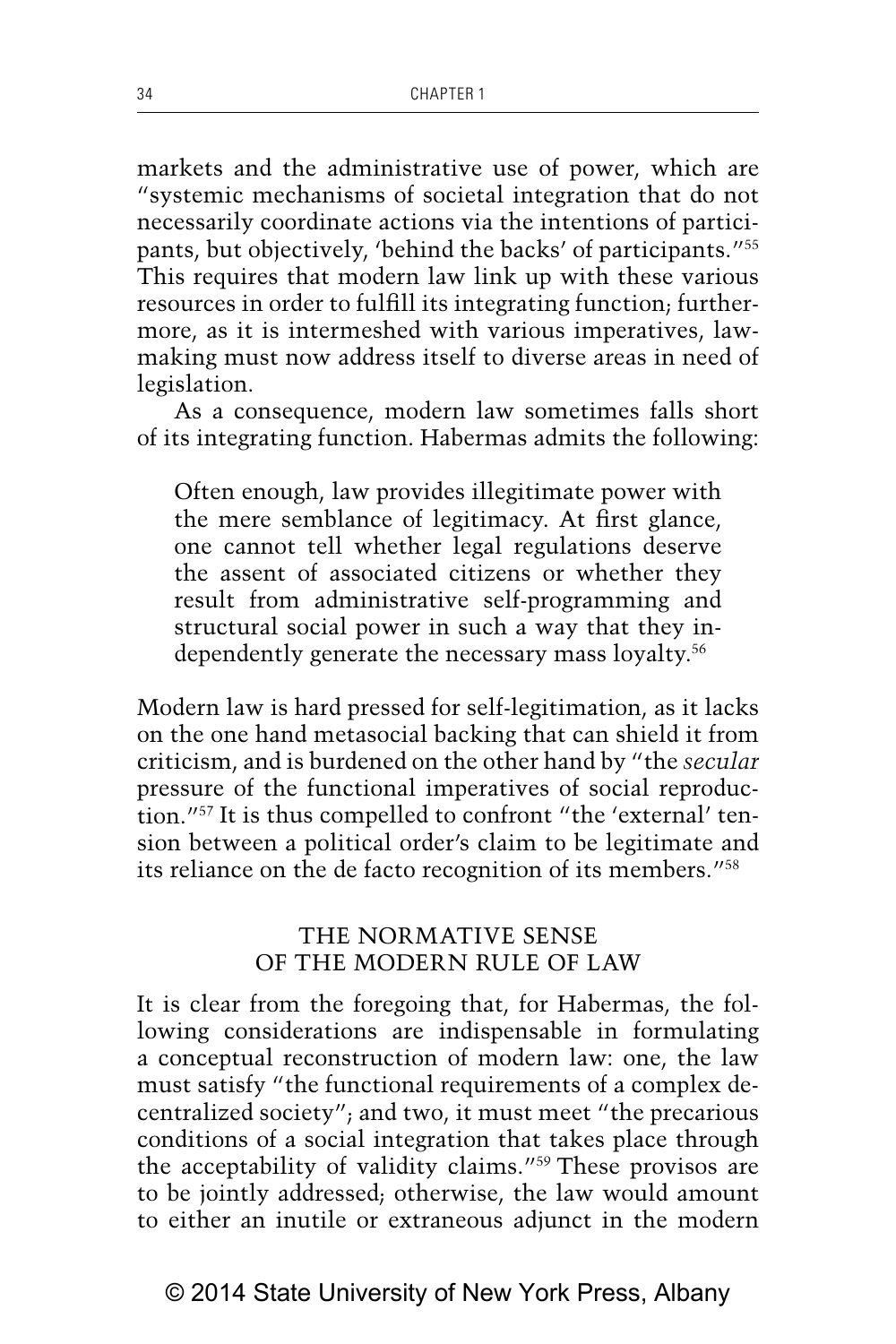markets and the administrative use of power, which are "systemic mechanisms of societal integration that do not necessarily coordinate actions via the intentions of participants, but objectively, 'behind the backs' of participants."[55] This requires that modern law link up with these various resources in order to fulfill its integrating function; furthermore, as it is intermeshed with various imperatives, lawmaking must now address itself to diverse areas in need of legislation.

As a consequence, modern law sometimes falls short of its integrating function. Habermas admits the following:

> Often enough, law provides illegitimate power with the mere semblance of legitimacy. At first glance, one cannot tell whether legal regulations deserve the assent of associated citizens or whether they result from administrative self-programming and structural social power in such a way that they independently generate the necessary mass loyalty.[56]

Modern law is hard pressed for self-legitimation, as it lacks on the one hand metasocial backing that can shield it from criticism, and is burdened on the other hand by "the *secular* pressure of the functional imperatives of social reproduction."[57] It is thus compelled to confront "the 'external' tension between a political order's claim to be legitimate and its reliance on the de facto recognition of its members."[58]

## THE NORMATIVE SENSE OF THE MODERN RULE OF LAW

It is clear from the foregoing that, for Habermas, the following considerations are indispensable in formulating a conceptual reconstruction of modern law: one, the law must satisfy "the functional requirements of a complex decentralized society"; and two, it must meet "the precarious conditions of a social integration that takes place through the acceptability of validity claims."[59] These provisos are to be jointly addressed; otherwise, the law would amount to either an inutile or extraneous adjunct in the modern

© 2014 State University of New York Press, Albany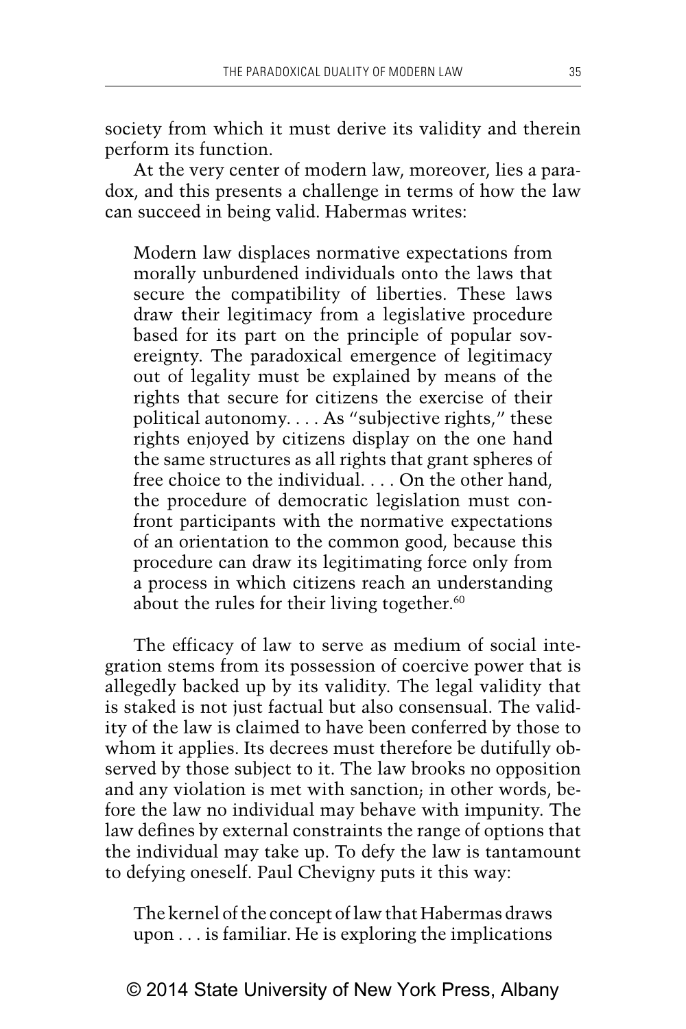society from which it must derive its validity and therein perform its function.

At the very center of modern law, moreover, lies a paradox, and this presents a challenge in terms of how the law can succeed in being valid. Habermas writes:

> Modern law displaces normative expectations from morally unburdened individuals onto the laws that secure the compatibility of liberties. These laws draw their legitimacy from a legislative procedure based for its part on the principle of popular sovereignty. The paradoxical emergence of legitimacy out of legality must be explained by means of the rights that secure for citizens the exercise of their political autonomy. . . . As "subjective rights," these rights enjoyed by citizens display on the one hand the same structures as all rights that grant spheres of free choice to the individual. . . . On the other hand, the procedure of democratic legislation must confront participants with the normative expectations of an orientation to the common good, because this procedure can draw its legitimating force only from a process in which citizens reach an understanding about the rules for their living together.[60]

The efficacy of law to serve as medium of social integration stems from its possession of coercive power that is allegedly backed up by its validity. The legal validity that is staked is not just factual but also consensual. The validity of the law is claimed to have been conferred by those to whom it applies. Its decrees must therefore be dutifully observed by those subject to it. The law brooks no opposition and any violation is met with sanction; in other words, before the law no individual may behave with impunity. The law defines by external constraints the range of options that the individual may take up. To defy the law is tantamount to defying oneself. Paul Chevigny puts it this way:

> The kernel of the concept of law that Habermas draws upon . . . is familiar. He is exploring the implications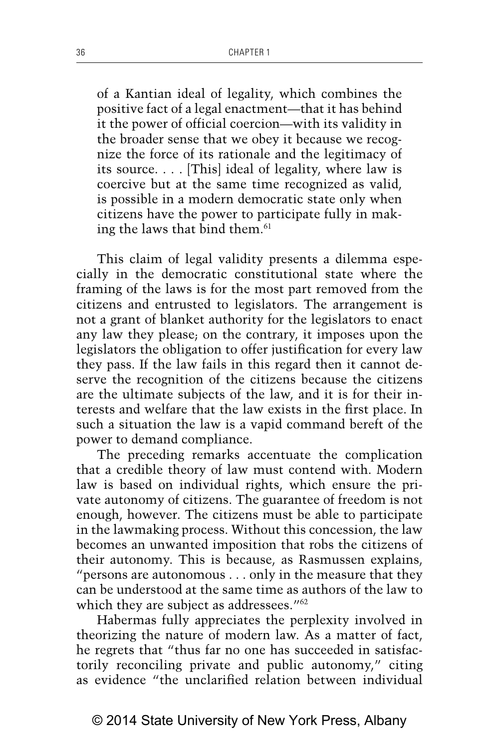> of a Kantian ideal of legality, which combines the positive fact of a legal enactment—that it has behind it the power of official coercion—with its validity in the broader sense that we obey it because we recognize the force of its rationale and the legitimacy of its source. . . . [This] ideal of legality, where law is coercive but at the same time recognized as valid, is possible in a modern democratic state only when citizens have the power to participate fully in making the laws that bind them.[61]

This claim of legal validity presents a dilemma especially in the democratic constitutional state where the framing of the laws is for the most part removed from the citizens and entrusted to legislators. The arrangement is not a grant of blanket authority for the legislators to enact any law they please; on the contrary, it imposes upon the legislators the obligation to offer justification for every law they pass. If the law fails in this regard then it cannot deserve the recognition of the citizens because the citizens are the ultimate subjects of the law, and it is for their interests and welfare that the law exists in the first place. In such a situation the law is a vapid command bereft of the power to demand compliance.

The preceding remarks accentuate the complication that a credible theory of law must contend with. Modern law is based on individual rights, which ensure the private autonomy of citizens. The guarantee of freedom is not enough, however. The citizens must be able to participate in the lawmaking process. Without this concession, the law becomes an unwanted imposition that robs the citizens of their autonomy. This is because, as Rasmussen explains, "persons are autonomous . . . only in the measure that they can be understood at the same time as authors of the law to which they are subject as addressees."[62]

Habermas fully appreciates the perplexity involved in theorizing the nature of modern law. As a matter of fact, he regrets that "thus far no one has succeeded in satisfactorily reconciling private and public autonomy," citing as evidence "the unclarified relation between individual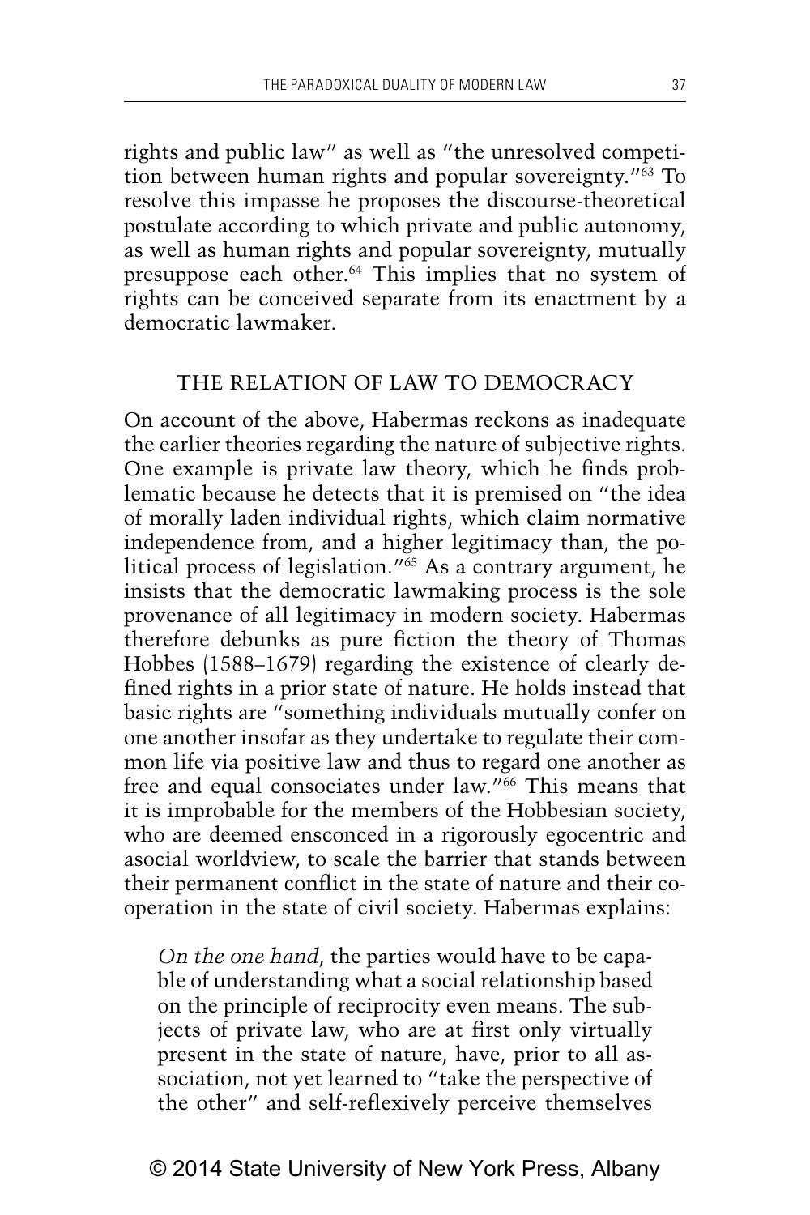rights and public law" as well as "the unresolved competition between human rights and popular sovereignty."[63] To resolve this impasse he proposes the discourse-theoretical postulate according to which private and public autonomy, as well as human rights and popular sovereignty, mutually presuppose each other.[64] This implies that no system of rights can be conceived separate from its enactment by a democratic lawmaker.

## THE RELATION OF LAW TO DEMOCRACY

On account of the above, Habermas reckons as inadequate the earlier theories regarding the nature of subjective rights. One example is private law theory, which he finds problematic because he detects that it is premised on "the idea of morally laden individual rights, which claim normative independence from, and a higher legitimacy than, the political process of legislation."[65] As a contrary argument, he insists that the democratic lawmaking process is the sole provenance of all legitimacy in modern society. Habermas therefore debunks as pure fiction the theory of Thomas Hobbes (1588–1679) regarding the existence of clearly defined rights in a prior state of nature. He holds instead that basic rights are "something individuals mutually confer on one another insofar as they undertake to regulate their common life via positive law and thus to regard one another as free and equal consociates under law."[66] This means that it is improbable for the members of the Hobbesian society, who are deemed ensconced in a rigorously egocentric and asocial worldview, to scale the barrier that stands between their permanent conflict in the state of nature and their cooperation in the state of civil society. Habermas explains:

> *On the one hand*, the parties would have to be capable of understanding what a social relationship based on the principle of reciprocity even means. The subjects of private law, who are at first only virtually present in the state of nature, have, prior to all association, not yet learned to "take the perspective of the other" and self-reflexively perceive themselves